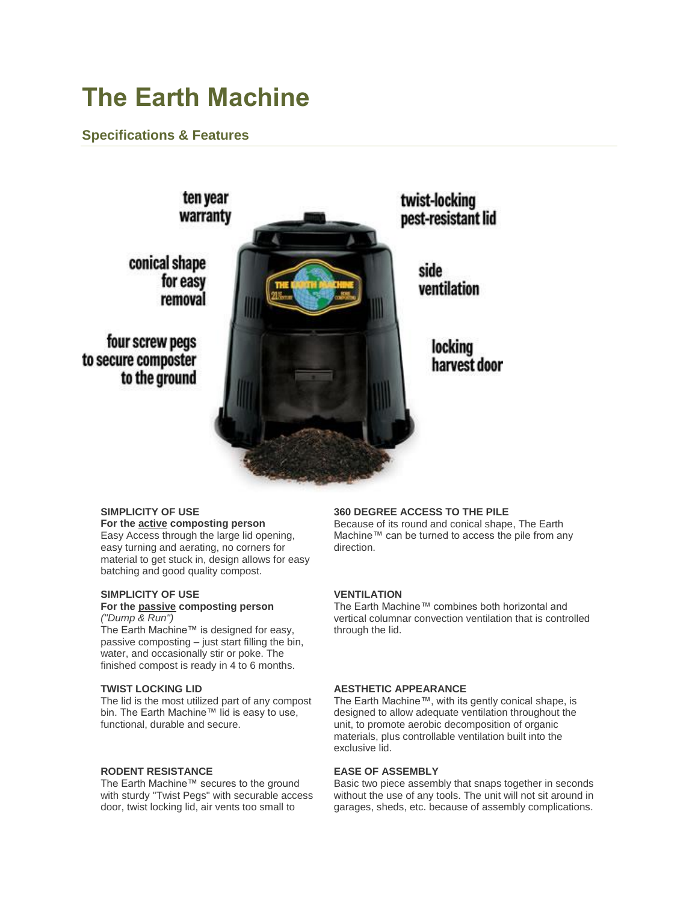# The Earth Machine

## Specifications & Features

ten year warranty

conical shape for easy removal

four screw pegs to secure composter to the ground

twist-locking pest-resistant lid

side ventilation

locking harvest door

**SIMPLICITY OF USE**
**For the active composting person**
Easy Access through the large lid opening, easy turning and aerating, no corners for material to get stuck in, design allows for easy batching and good quality compost.

**SIMPLICITY OF USE**
**For the passive composting person**
*("Dump & Run")*
The Earth Machine™ is designed for easy, passive composting – just start filling the bin, water, and occasionally stir or poke. The finished compost is ready in 4 to 6 months.

**TWIST LOCKING LID**
The lid is the most utilized part of any compost bin. The Earth Machine™ lid is easy to use, functional, durable and secure.

**RODENT RESISTANCE**
The Earth Machine™ secures to the ground with sturdy "Twist Pegs" with securable access door, twist locking lid, air vents too small to

**360 DEGREE ACCESS TO THE PILE**
Because of its round and conical shape, The Earth Machine™ can be turned to access the pile from any direction.

**VENTILATION**
The Earth Machine™ combines both horizontal and vertical columnar convection ventilation that is controlled through the lid.

**AESTHETIC APPEARANCE**
The Earth Machine™, with its gently conical shape, is designed to allow adequate ventilation throughout the unit, to promote aerobic decomposition of organic materials, plus controllable ventilation built into the exclusive lid.

**EASE OF ASSEMBLY**
Basic two piece assembly that snaps together in seconds without the use of any tools. The unit will not sit around in garages, sheds, etc. because of assembly complications.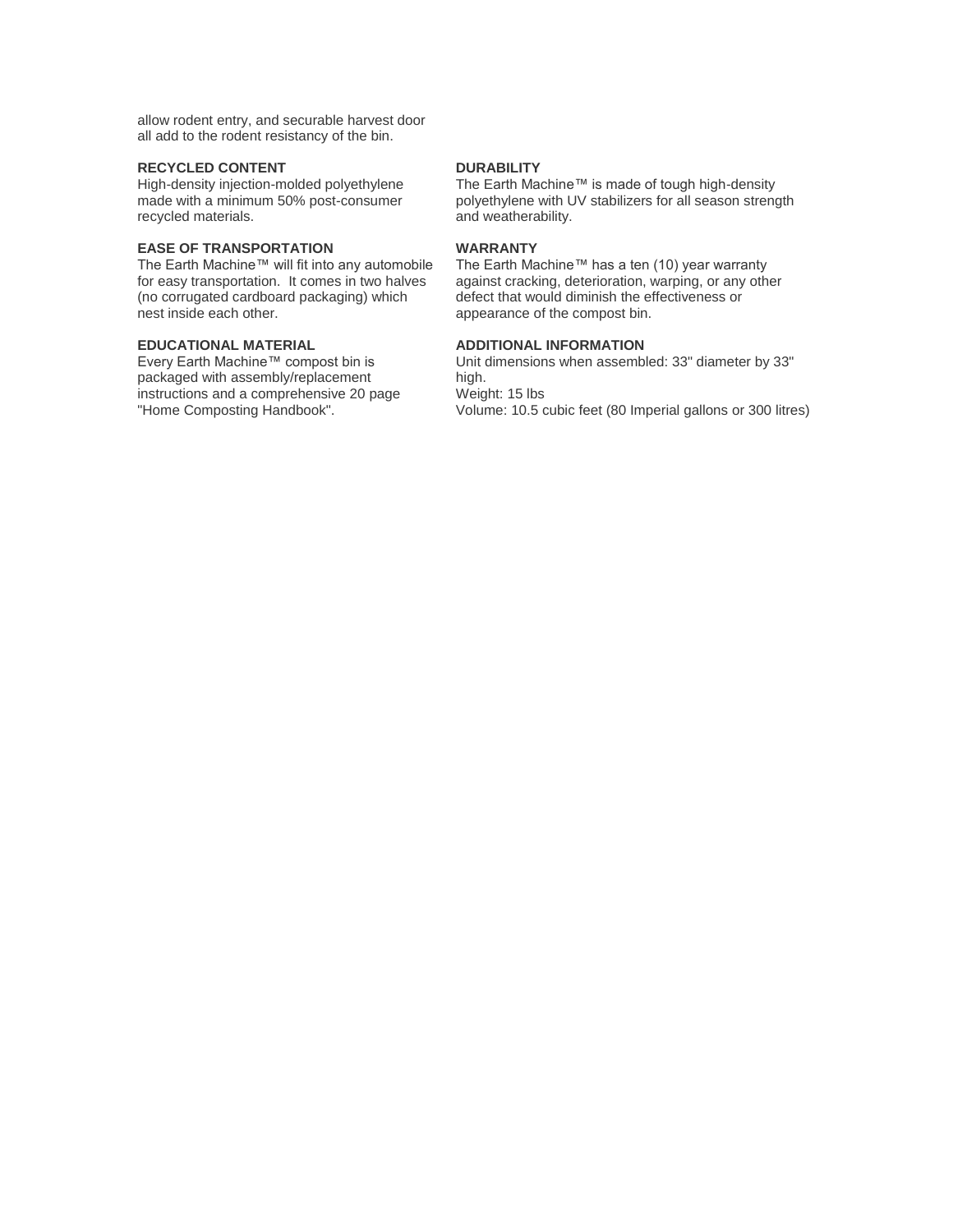allow rodent entry, and securable harvest door all add to the rodent resistancy of the bin.

**RECYCLED CONTENT**
High-density injection-molded polyethylene made with a minimum 50% post-consumer recycled materials.

**EASE OF TRANSPORTATION**
The Earth Machine™ will fit into any automobile for easy transportation. It comes in two halves (no corrugated cardboard packaging) which nest inside each other.

**EDUCATIONAL MATERIAL**
Every Earth Machine™ compost bin is packaged with assembly/replacement instructions and a comprehensive 20 page "Home Composting Handbook".

**DURABILITY**
The Earth Machine™ is made of tough high-density polyethylene with UV stabilizers for all season strength and weatherability.

**WARRANTY**
The Earth Machine™ has a ten (10) year warranty against cracking, deterioration, warping, or any other defect that would diminish the effectiveness or appearance of the compost bin.

**ADDITIONAL INFORMATION**
Unit dimensions when assembled: 33" diameter by 33" high.
Weight: 15 lbs
Volume: 10.5 cubic feet (80 Imperial gallons or 300 litres)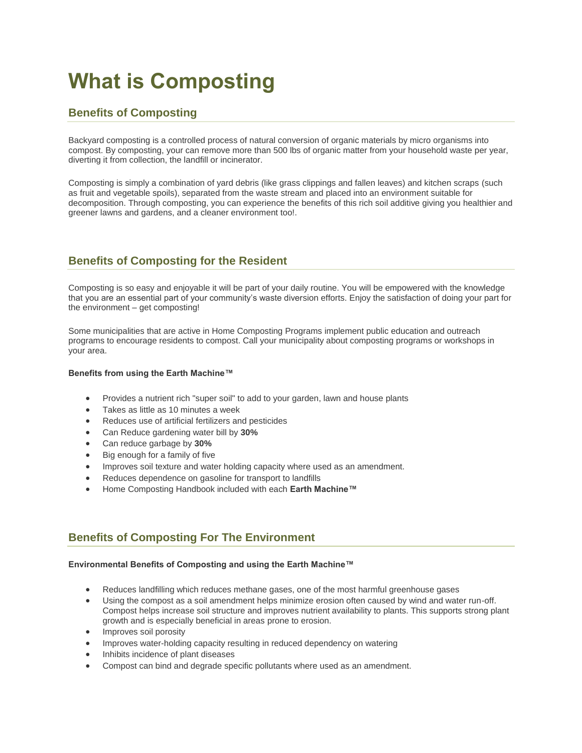# What is Composting

## Benefits of Composting

Backyard composting is a controlled process of natural conversion of organic materials by micro organisms into compost. By composting, your can remove more than 500 lbs of organic matter from your household waste per year, diverting it from collection, the landfill or incinerator.

Composting is simply a combination of yard debris (like grass clippings and fallen leaves) and kitchen scraps (such as fruit and vegetable spoils), separated from the waste stream and placed into an environment suitable for decomposition. Through composting, you can experience the benefits of this rich soil additive giving you healthier and greener lawns and gardens, and a cleaner environment too!.

## Benefits of Composting for the Resident

Composting is so easy and enjoyable it will be part of your daily routine. You will be empowered with the knowledge that you are an essential part of your community's waste diversion efforts. Enjoy the satisfaction of doing your part for the environment – get composting!

Some municipalities that are active in Home Composting Programs implement public education and outreach programs to encourage residents to compost. Call your municipality about composting programs or workshops in your area.

**Benefits from using the Earth Machine™**

- Provides a nutrient rich "super soil" to add to your garden, lawn and house plants
- Takes as little as 10 minutes a week
- Reduces use of artificial fertilizers and pesticides
- Can Reduce gardening water bill by **30%**
- Can reduce garbage by **30%**
- Big enough for a family of five
- Improves soil texture and water holding capacity where used as an amendment.
- Reduces dependence on gasoline for transport to landfills
- Home Composting Handbook included with each **Earth Machine™**

## Benefits of Composting For The Environment

**Environmental Benefits of Composting and using the Earth Machine™**

- Reduces landfilling which reduces methane gases, one of the most harmful greenhouse gases
- Using the compost as a soil amendment helps minimize erosion often caused by wind and water run-off. Compost helps increase soil structure and improves nutrient availability to plants. This supports strong plant growth and is especially beneficial in areas prone to erosion.
- Improves soil porosity
- Improves water-holding capacity resulting in reduced dependency on watering
- Inhibits incidence of plant diseases
- Compost can bind and degrade specific pollutants where used as an amendment.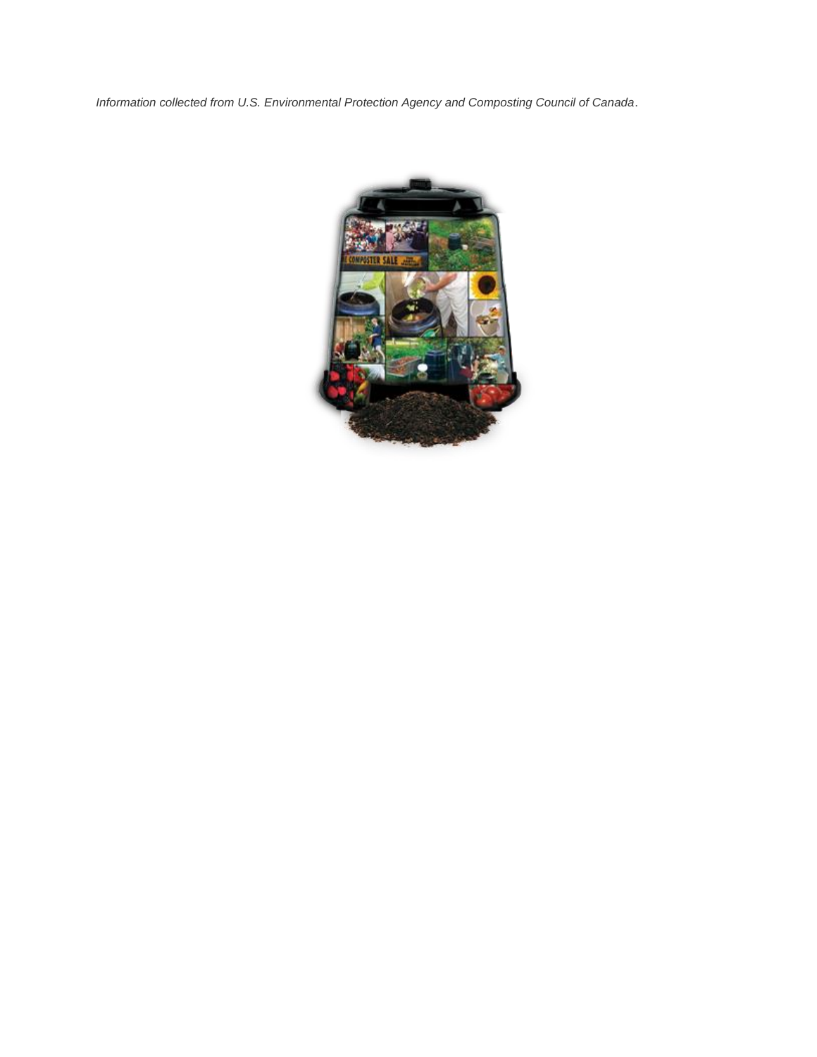*Information collected from U.S. Environmental Protection Agency and Composting Council of Canada*.